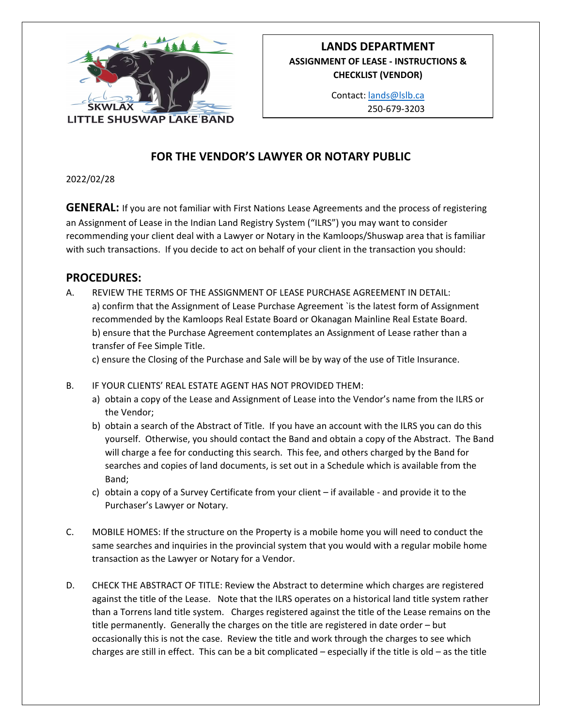SKWLAX
LITTLE SHUSWAP LAKE BAND

**LANDS DEPARTMENT**
**ASSIGNMENT OF LEASE - INSTRUCTIONS & CHECKLIST (VENDOR)**

Contact: lands@lslb.ca
250-679-3203

## FOR THE VENDOR'S LAWYER OR NOTARY PUBLIC

2022/02/28

**GENERAL:** If you are not familiar with First Nations Lease Agreements and the process of registering an Assignment of Lease in the Indian Land Registry System ("ILRS") you may want to consider recommending your client deal with a Lawyer or Notary in the Kamloops/Shuswap area that is familiar with such transactions. If you decide to act on behalf of your client in the transaction you should:

## PROCEDURES:

A. REVIEW THE TERMS OF THE ASSIGNMENT OF LEASE PURCHASE AGREEMENT IN DETAIL:
   a) confirm that the Assignment of Lease Purchase Agreement `is the latest form of Assignment recommended by the Kamloops Real Estate Board or Okanagan Mainline Real Estate Board.
   b) ensure that the Purchase Agreement contemplates an Assignment of Lease rather than a transfer of Fee Simple Title.
   c) ensure the Closing of the Purchase and Sale will be by way of the use of Title Insurance.

B. IF YOUR CLIENTS' REAL ESTATE AGENT HAS NOT PROVIDED THEM:
   a) obtain a copy of the Lease and Assignment of Lease into the Vendor's name from the ILRS or the Vendor;
   b) obtain a search of the Abstract of Title. If you have an account with the ILRS you can do this yourself. Otherwise, you should contact the Band and obtain a copy of the Abstract. The Band will charge a fee for conducting this search. This fee, and others charged by the Band for searches and copies of land documents, is set out in a Schedule which is available from the Band;
   c) obtain a copy of a Survey Certificate from your client – if available - and provide it to the Purchaser's Lawyer or Notary.

C. MOBILE HOMES: If the structure on the Property is a mobile home you will need to conduct the same searches and inquiries in the provincial system that you would with a regular mobile home transaction as the Lawyer or Notary for a Vendor.

D. CHECK THE ABSTRACT OF TITLE: Review the Abstract to determine which charges are registered against the title of the Lease. Note that the ILRS operates on a historical land title system rather than a Torrens land title system. Charges registered against the title of the Lease remains on the title permanently. Generally the charges on the title are registered in date order – but occasionally this is not the case. Review the title and work through the charges to see which charges are still in effect. This can be a bit complicated – especially if the title is old – as the title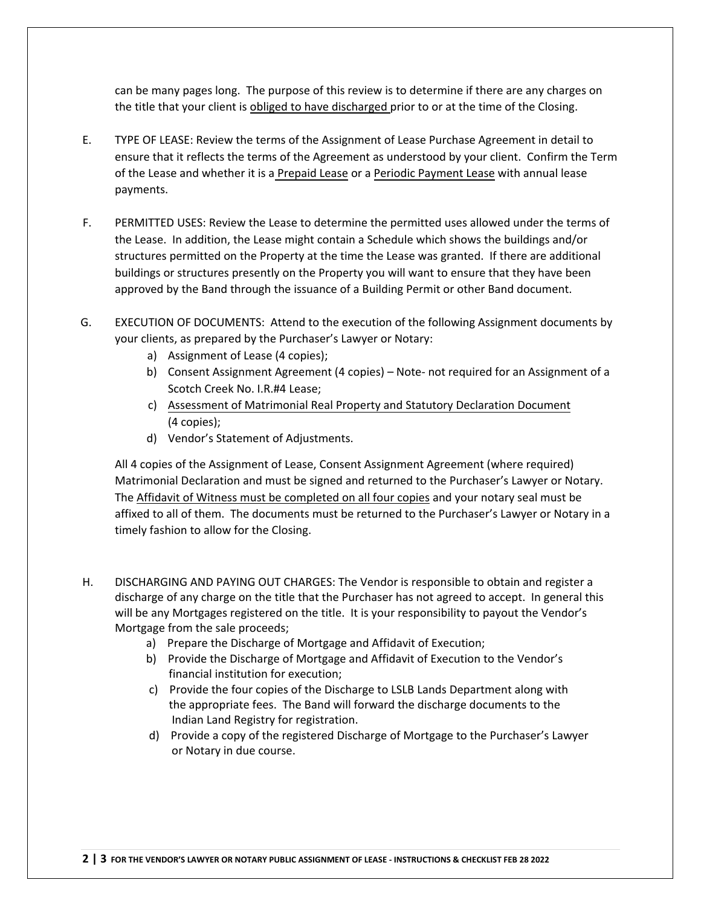can be many pages long. The purpose of this review is to determine if there are any charges on the title that your client is <u>obliged to have discharged</u> prior to or at the time of the Closing.

E. TYPE OF LEASE: Review the terms of the Assignment of Lease Purchase Agreement in detail to ensure that it reflects the terms of the Agreement as understood by your client. Confirm the Term of the Lease and whether it is a <u>Prepaid Lease</u> or a <u>Periodic Payment Lease</u> with annual lease payments.

F. PERMITTED USES: Review the Lease to determine the permitted uses allowed under the terms of the Lease. In addition, the Lease might contain a Schedule which shows the buildings and/or structures permitted on the Property at the time the Lease was granted. If there are additional buildings or structures presently on the Property you will want to ensure that they have been approved by the Band through the issuance of a Building Permit or other Band document.

G. EXECUTION OF DOCUMENTS: Attend to the execution of the following Assignment documents by your clients, as prepared by the Purchaser's Lawyer or Notary:

   a) Assignment of Lease (4 copies);
   b) Consent Assignment Agreement (4 copies) – Note- not required for an Assignment of a Scotch Creek No. I.R.#4 Lease;
   c) <u>Assessment of Matrimonial Real Property and Statutory Declaration Document</u> (4 copies);
   d) Vendor's Statement of Adjustments.

   All 4 copies of the Assignment of Lease, Consent Assignment Agreement (where required) Matrimonial Declaration and must be signed and returned to the Purchaser's Lawyer or Notary. The <u>Affidavit of Witness must be completed on all four copies</u> and your notary seal must be affixed to all of them. The documents must be returned to the Purchaser's Lawyer or Notary in a timely fashion to allow for the Closing.

H. DISCHARGING AND PAYING OUT CHARGES: The Vendor is responsible to obtain and register a discharge of any charge on the title that the Purchaser has not agreed to accept. In general this will be any Mortgages registered on the title. It is your responsibility to payout the Vendor's Mortgage from the sale proceeds;

   a) Prepare the Discharge of Mortgage and Affidavit of Execution;
   b) Provide the Discharge of Mortgage and Affidavit of Execution to the Vendor's financial institution for execution;
   c) Provide the four copies of the Discharge to LSLB Lands Department along with the appropriate fees. The Band will forward the discharge documents to the Indian Land Registry for registration.
   d) Provide a copy of the registered Discharge of Mortgage to the Purchaser's Lawyer or Notary in due course.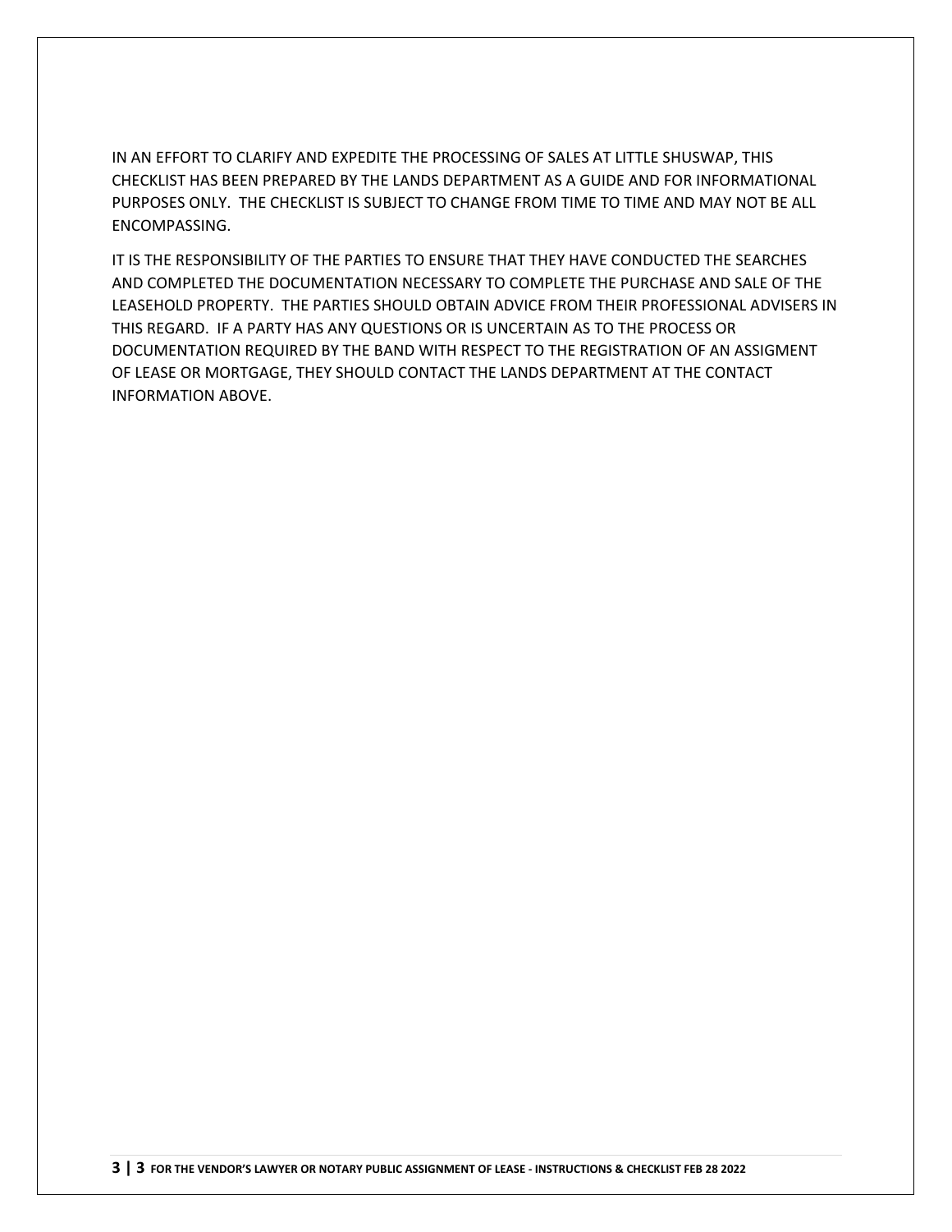IN AN EFFORT TO CLARIFY AND EXPEDITE THE PROCESSING OF SALES AT LITTLE SHUSWAP, THIS CHECKLIST HAS BEEN PREPARED BY THE LANDS DEPARTMENT AS A GUIDE AND FOR INFORMATIONAL PURPOSES ONLY. THE CHECKLIST IS SUBJECT TO CHANGE FROM TIME TO TIME AND MAY NOT BE ALL ENCOMPASSING.

IT IS THE RESPONSIBILITY OF THE PARTIES TO ENSURE THAT THEY HAVE CONDUCTED THE SEARCHES AND COMPLETED THE DOCUMENTATION NECESSARY TO COMPLETE THE PURCHASE AND SALE OF THE LEASEHOLD PROPERTY. THE PARTIES SHOULD OBTAIN ADVICE FROM THEIR PROFESSIONAL ADVISERS IN THIS REGARD. IF A PARTY HAS ANY QUESTIONS OR IS UNCERTAIN AS TO THE PROCESS OR DOCUMENTATION REQUIRED BY THE BAND WITH RESPECT TO THE REGISTRATION OF AN ASSIGMENT OF LEASE OR MORTGAGE, THEY SHOULD CONTACT THE LANDS DEPARTMENT AT THE CONTACT INFORMATION ABOVE.